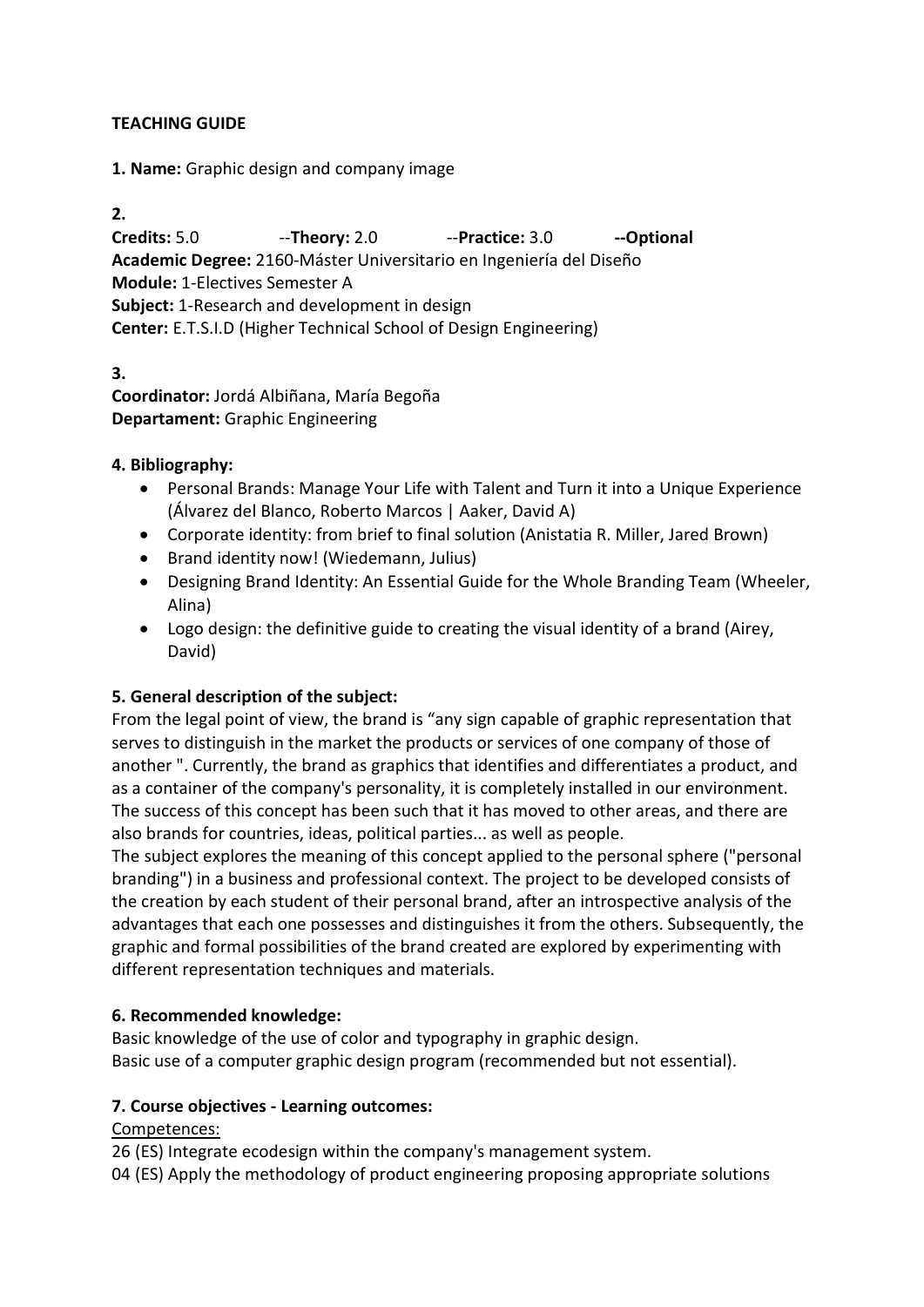**TEACHING GUIDE**

**1. Name:** Graphic design and company image

**2.**

**Credits:** 5.0 --**Theory:** 2.0 --**Practice:** 3.0 **--Optional**
**Academic Degree:** 2160-Máster Universitario en Ingeniería del Diseño
**Module:** 1-Electives Semester A
**Subject:** 1-Research and development in design
**Center:** E.T.S.I.D (Higher Technical School of Design Engineering)

**3.**

**Coordinator:** Jordá Albiñana, María Begoña
**Departament:** Graphic Engineering

**4. Bibliography:**

- Personal Brands: Manage Your Life with Talent and Turn it into a Unique Experience (Álvarez del Blanco, Roberto Marcos | Aaker, David A)
- Corporate identity: from brief to final solution (Anistatia R. Miller, Jared Brown)
- Brand identity now! (Wiedemann, Julius)
- Designing Brand Identity: An Essential Guide for the Whole Branding Team (Wheeler, Alina)
- Logo design: the definitive guide to creating the visual identity of a brand (Airey, David)

**5. General description of the subject:**

From the legal point of view, the brand is "any sign capable of graphic representation that serves to distinguish in the market the products or services of one company of those of another ". Currently, the brand as graphics that identifies and differentiates a product, and as a container of the company's personality, it is completely installed in our environment. The success of this concept has been such that it has moved to other areas, and there are also brands for countries, ideas, political parties... as well as people.

The subject explores the meaning of this concept applied to the personal sphere ("personal branding") in a business and professional context. The project to be developed consists of the creation by each student of their personal brand, after an introspective analysis of the advantages that each one possesses and distinguishes it from the others. Subsequently, the graphic and formal possibilities of the brand created are explored by experimenting with different representation techniques and materials.

**6. Recommended knowledge:**

Basic knowledge of the use of color and typography in graphic design.
Basic use of a computer graphic design program (recommended but not essential).

**7. Course objectives - Learning outcomes:**

Competences:

26 (ES) Integrate ecodesign within the company's management system.
04 (ES) Apply the methodology of product engineering proposing appropriate solutions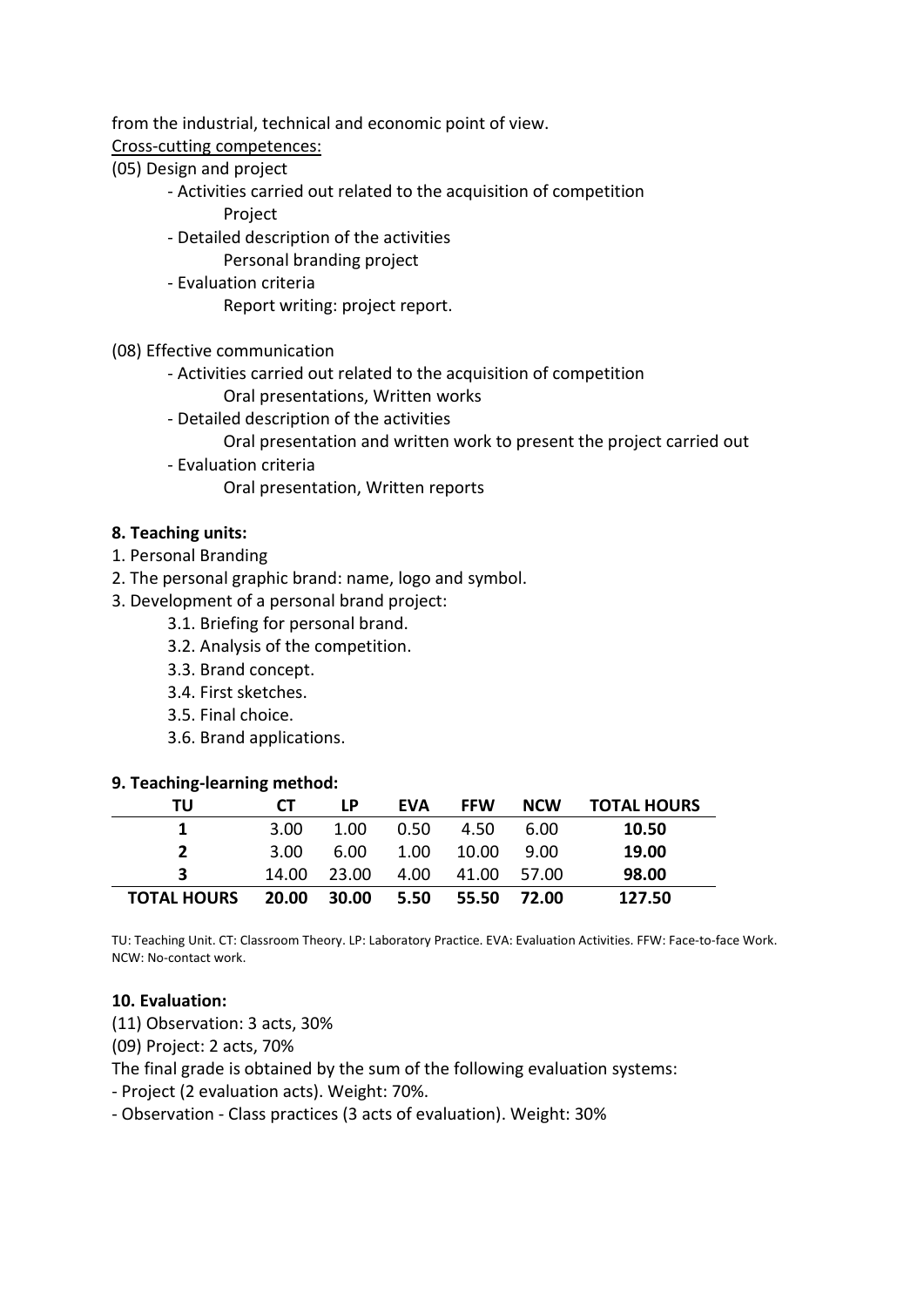from the industrial, technical and economic point of view.

Cross-cutting competences:

(05) Design and project

- Activities carried out related to the acquisition of competition
    - Project
- Detailed description of the activities
    - Personal branding project
- Evaluation criteria
    - Report writing: project report.

(08) Effective communication

- Activities carried out related to the acquisition of competition
    - Oral presentations, Written works
- Detailed description of the activities
    - Oral presentation and written work to present the project carried out
- Evaluation criteria
    - Oral presentation, Written reports

**8. Teaching units:**

1. Personal Branding
2. The personal graphic brand: name, logo and symbol.
3. Development of a personal brand project:
    - 3.1. Briefing for personal brand.
    - 3.2. Analysis of the competition.
    - 3.3. Brand concept.
    - 3.4. First sketches.
    - 3.5. Final choice.
    - 3.6. Brand applications.

**9. Teaching-learning method:**

| TU | CT | LP | EVA | FFW | NCW | TOTAL HOURS |
|---|---|---|---|---|---|---|
| **1** | 3.00 | 1.00 | 0.50 | 4.50 | 6.00 | **10.50** |
| **2** | 3.00 | 6.00 | 1.00 | 10.00 | 9.00 | **19.00** |
| **3** | 14.00 | 23.00 | 4.00 | 41.00 | 57.00 | **98.00** |
| **TOTAL HOURS** | **20.00** | **30.00** | **5.50** | **55.50** | **72.00** | **127.50** |

TU: Teaching Unit. CT: Classroom Theory. LP: Laboratory Practice. EVA: Evaluation Activities. FFW: Face-to-face Work. NCW: No-contact work.

**10. Evaluation:**

(11) Observation: 3 acts, 30%

(09) Project: 2 acts, 70%

The final grade is obtained by the sum of the following evaluation systems:

- Project (2 evaluation acts). Weight: 70%.
- Observation - Class practices (3 acts of evaluation). Weight: 30%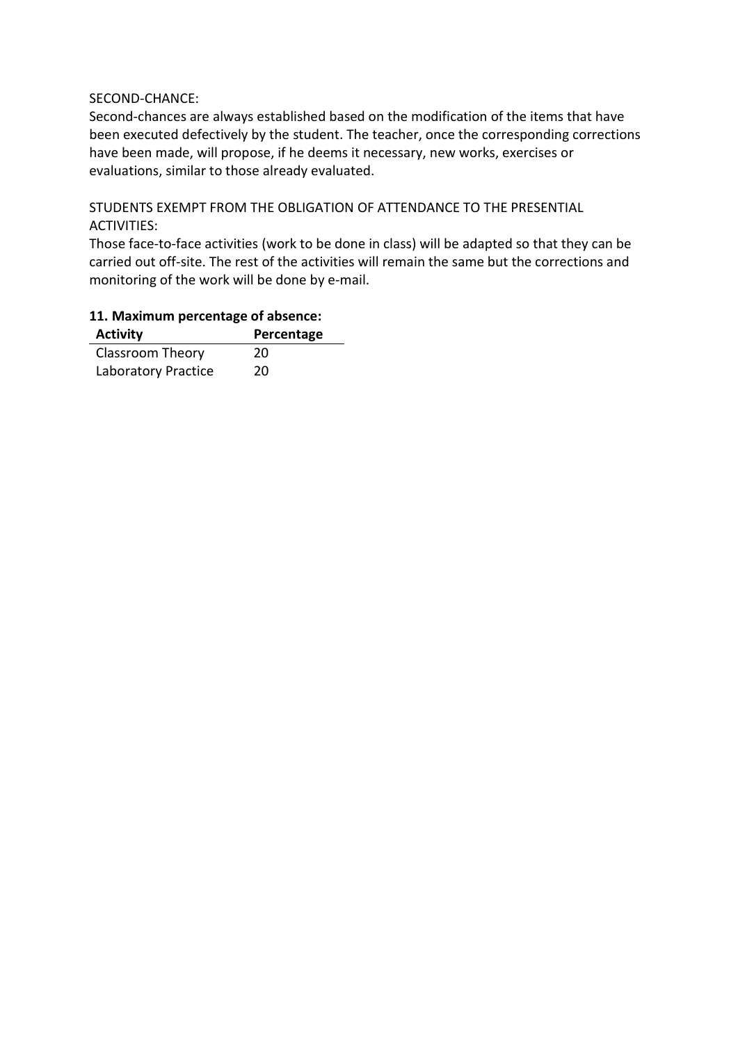SECOND-CHANCE:
Second-chances are always established based on the modification of the items that have been executed defectively by the student. The teacher, once the corresponding corrections have been made, will propose, if he deems it necessary, new works, exercises or evaluations, similar to those already evaluated.

STUDENTS EXEMPT FROM THE OBLIGATION OF ATTENDANCE TO THE PRESENTIAL ACTIVITIES:
Those face-to-face activities (work to be done in class) will be adapted so that they can be carried out off-site. The rest of the activities will remain the same but the corrections and monitoring of the work will be done by e-mail.

### 11. Maximum percentage of absence:

| Activity | Percentage |
|---|---|
| Classroom Theory | 20 |
| Laboratory Practice | 20 |